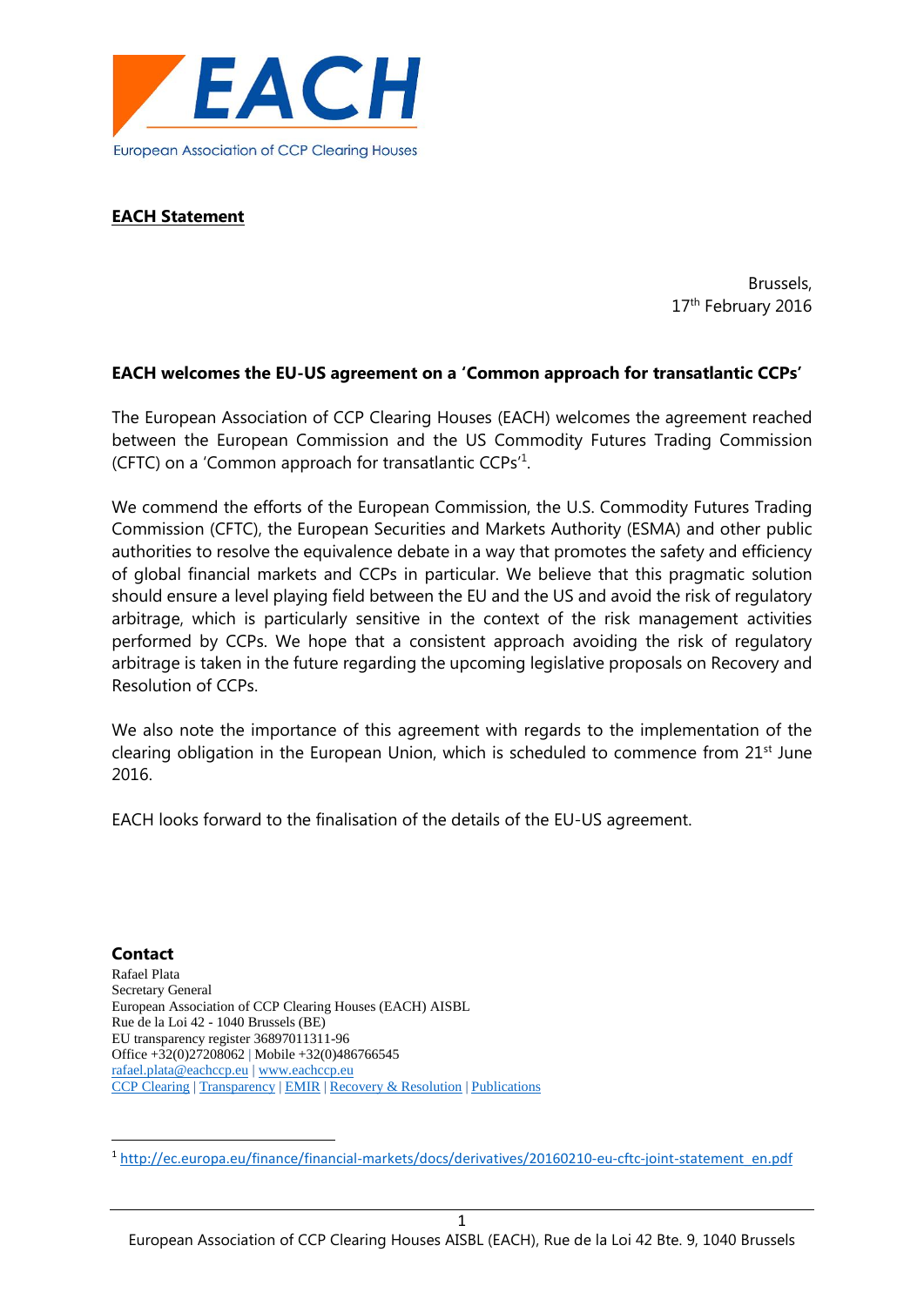EACH

European Association of CCP Clearing Houses

**EACH Statement**

Brussels,
17th February 2016

**EACH welcomes the EU-US agreement on a 'Common approach for transatlantic CCPs'**

The European Association of CCP Clearing Houses (EACH) welcomes the agreement reached between the European Commission and the US Commodity Futures Trading Commission (CFTC) on a 'Common approach for transatlantic CCPs'[1].

We commend the efforts of the European Commission, the U.S. Commodity Futures Trading Commission (CFTC), the European Securities and Markets Authority (ESMA) and other public authorities to resolve the equivalence debate in a way that promotes the safety and efficiency of global financial markets and CCPs in particular. We believe that this pragmatic solution should ensure a level playing field between the EU and the US and avoid the risk of regulatory arbitrage, which is particularly sensitive in the context of the risk management activities performed by CCPs. We hope that a consistent approach avoiding the risk of regulatory arbitrage is taken in the future regarding the upcoming legislative proposals on Recovery and Resolution of CCPs.

We also note the importance of this agreement with regards to the implementation of the clearing obligation in the European Union, which is scheduled to commence from 21st June 2016.

EACH looks forward to the finalisation of the details of the EU-US agreement.

**Contact**

Rafael Plata
Secretary General
European Association of CCP Clearing Houses (EACH) AISBL
Rue de la Loi 42 - 1040 Brussels (BE)
EU transparency register 36897011311-96
Office +32(0)27208062 | Mobile +32(0)486766545
rafael.plata@eachccp.eu | www.eachccp.eu
CCP Clearing | Transparency | EMIR | Recovery & Resolution | Publications

[1] http://ec.europa.eu/finance/financial-markets/docs/derivatives/20160210-eu-cftc-joint-statement_en.pdf

European Association of CCP Clearing Houses AISBL (EACH), Rue de la Loi 42 Bte. 9, 1040 Brussels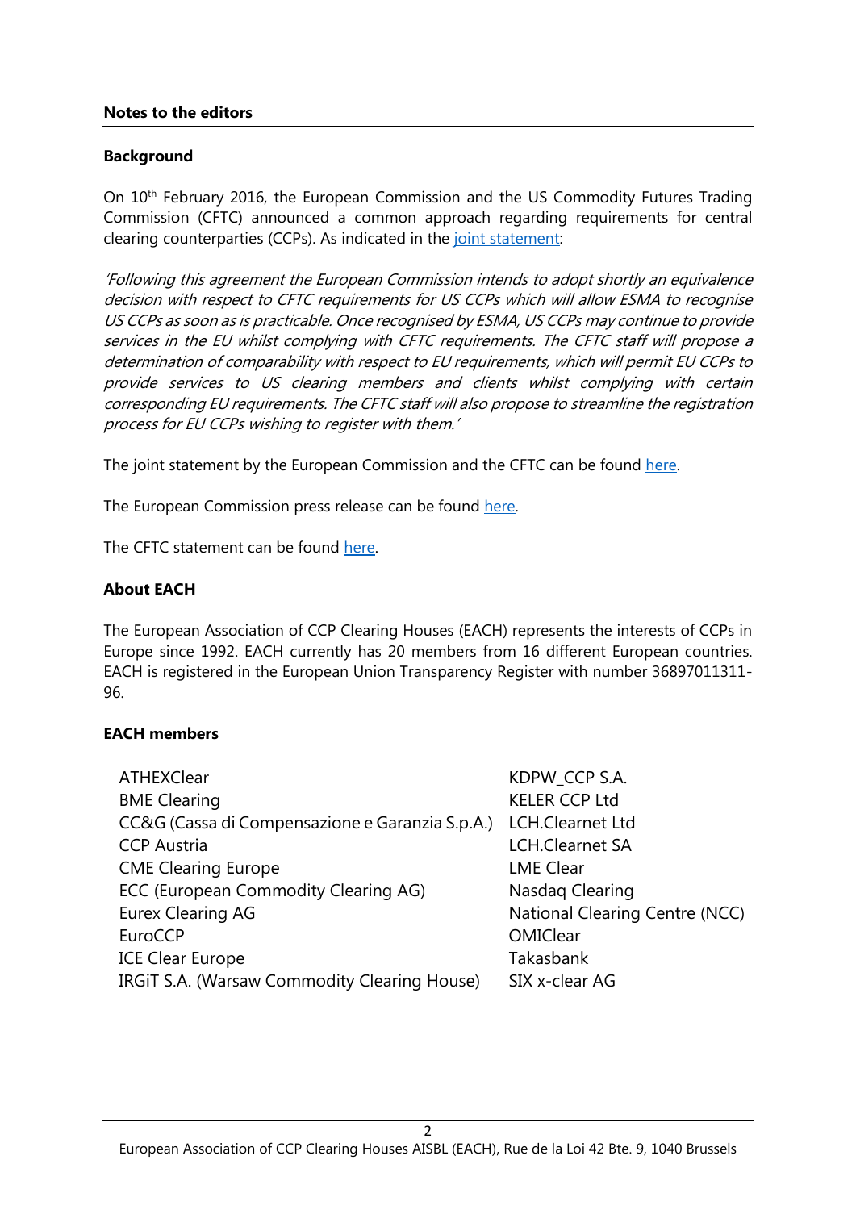**Notes to the editors**

**Background**

On 10th February 2016, the European Commission and the US Commodity Futures Trading Commission (CFTC) announced a common approach regarding requirements for central clearing counterparties (CCPs). As indicated in the joint statement:

*'Following this agreement the European Commission intends to adopt shortly an equivalence decision with respect to CFTC requirements for US CCPs which will allow ESMA to recognise US CCPs as soon as is practicable. Once recognised by ESMA, US CCPs may continue to provide services in the EU whilst complying with CFTC requirements. The CFTC staff will propose a determination of comparability with respect to EU requirements, which will permit EU CCPs to provide services to US clearing members and clients whilst complying with certain corresponding EU requirements. The CFTC staff will also propose to streamline the registration process for EU CCPs wishing to register with them.'*

The joint statement by the European Commission and the CFTC can be found here.

The European Commission press release can be found here.

The CFTC statement can be found here.

**About EACH**

The European Association of CCP Clearing Houses (EACH) represents the interests of CCPs in Europe since 1992. EACH currently has 20 members from 16 different European countries. EACH is registered in the European Union Transparency Register with number 36897011311-96.

**EACH members**

- ATHEXClear
- BME Clearing
- CC&G (Cassa di Compensazione e Garanzia S.p.A.)
- CCP Austria
- CME Clearing Europe
- ECC (European Commodity Clearing AG)
- Eurex Clearing AG
- EuroCCP
- ICE Clear Europe
- IRGiT S.A. (Warsaw Commodity Clearing House)
- KDPW_CCP S.A.
- KELER CCP Ltd
- LCH.Clearnet Ltd
- LCH.Clearnet SA
- LME Clear
- Nasdaq Clearing
- National Clearing Centre (NCC)
- OMIClear
- Takasbank
- SIX x-clear AG

European Association of CCP Clearing Houses AISBL (EACH), Rue de la Loi 42 Bte. 9, 1040 Brussels